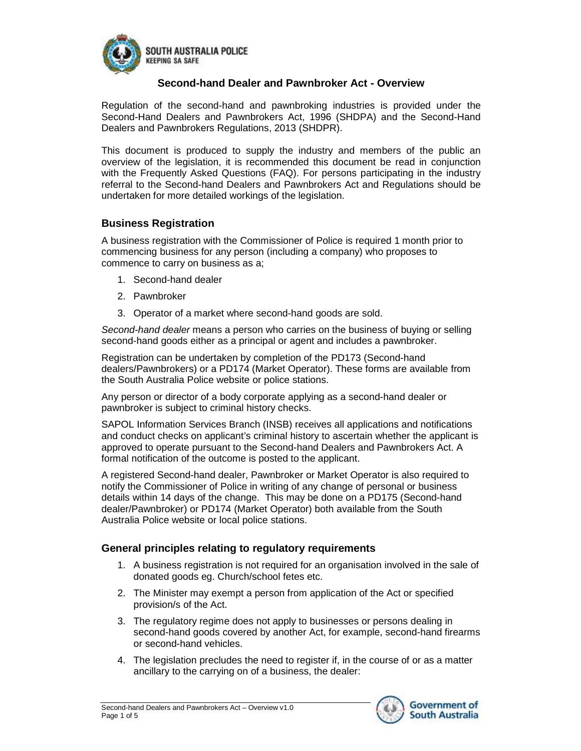# Second-hand Dealer and Pawnbroker Act - Overview

Regulation of the second-hand and pawnbroking industries is provided under the Second-Hand Dealers and Pawnbrokers Act, 1996 (SHDPA) and the Second-Hand Dealers and Pawnbrokers Regulations, 2013 (SHDPR).

This document is produced to supply the industry and members of the public an overview of the legislation, it is recommended this document be read in conjunction with the Frequently Asked Questions (FAQ). For persons participating in the industry referral to the Second-hand Dealers and Pawnbrokers Act and Regulations should be undertaken for more detailed workings of the legislation.

## Business Registration

A business registration with the Commissioner of Police is required 1 month prior to commencing business for any person (including a company) who proposes to commence to carry on business as a;

1. Second-hand dealer
2. Pawnbroker
3. Operator of a market where second-hand goods are sold.

*Second-hand dealer* means a person who carries on the business of buying or selling second-hand goods either as a principal or agent and includes a pawnbroker.

Registration can be undertaken by completion of the PD173 (Second-hand dealers/Pawnbrokers) or a PD174 (Market Operator). These forms are available from the South Australia Police website or police stations.

Any person or director of a body corporate applying as a second-hand dealer or pawnbroker is subject to criminal history checks.

SAPOL Information Services Branch (INSB) receives all applications and notifications and conduct checks on applicant's criminal history to ascertain whether the applicant is approved to operate pursuant to the Second-hand Dealers and Pawnbrokers Act. A formal notification of the outcome is posted to the applicant.

A registered Second-hand dealer, Pawnbroker or Market Operator is also required to notify the Commissioner of Police in writing of any change of personal or business details within 14 days of the change. This may be done on a PD175 (Second-hand dealer/Pawnbroker) or PD174 (Market Operator) both available from the South Australia Police website or local police stations.

## General principles relating to regulatory requirements

1. A business registration is not required for an organisation involved in the sale of donated goods eg. Church/school fetes etc.
2. The Minister may exempt a person from application of the Act or specified provision/s of the Act.
3. The regulatory regime does not apply to businesses or persons dealing in second-hand goods covered by another Act, for example, second-hand firearms or second-hand vehicles.
4. The legislation precludes the need to register if, in the course of or as a matter ancillary to the carrying on of a business, the dealer: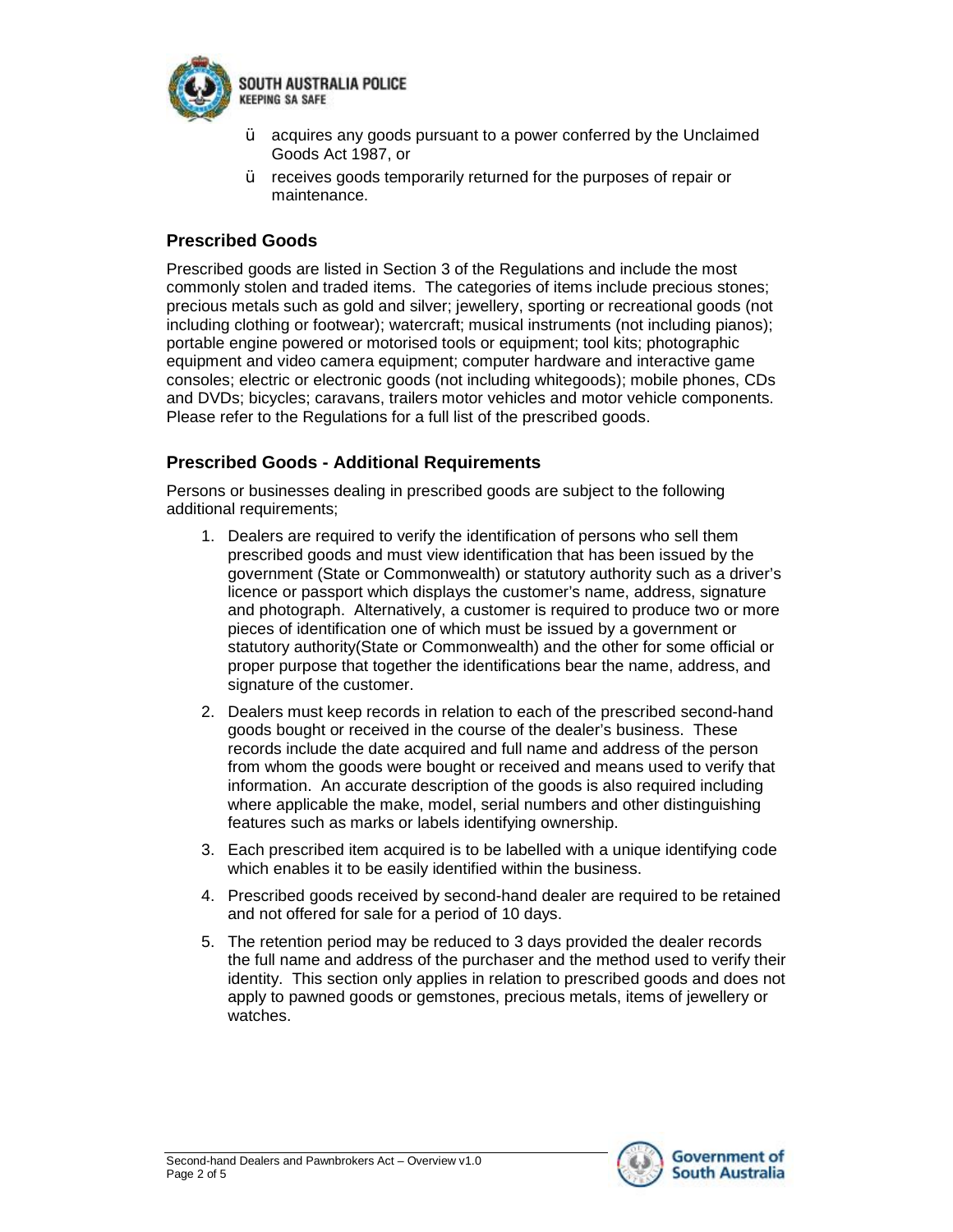- acquires any goods pursuant to a power conferred by the Unclaimed Goods Act 1987, or
- receives goods temporarily returned for the purposes of repair or maintenance.

## Prescribed Goods

Prescribed goods are listed in Section 3 of the Regulations and include the most commonly stolen and traded items. The categories of items include precious stones; precious metals such as gold and silver; jewellery, sporting or recreational goods (not including clothing or footwear); watercraft; musical instruments (not including pianos); portable engine powered or motorised tools or equipment; tool kits; photographic equipment and video camera equipment; computer hardware and interactive game consoles; electric or electronic goods (not including whitegoods); mobile phones, CDs and DVDs; bicycles; caravans, trailers motor vehicles and motor vehicle components. Please refer to the Regulations for a full list of the prescribed goods.

## Prescribed Goods - Additional Requirements

Persons or businesses dealing in prescribed goods are subject to the following additional requirements;

1. Dealers are required to verify the identification of persons who sell them prescribed goods and must view identification that has been issued by the government (State or Commonwealth) or statutory authority such as a driver's licence or passport which displays the customer's name, address, signature and photograph. Alternatively, a customer is required to produce two or more pieces of identification one of which must be issued by a government or statutory authority(State or Commonwealth) and the other for some official or proper purpose that together the identifications bear the name, address, and signature of the customer.
2. Dealers must keep records in relation to each of the prescribed second-hand goods bought or received in the course of the dealer's business. These records include the date acquired and full name and address of the person from whom the goods were bought or received and means used to verify that information. An accurate description of the goods is also required including where applicable the make, model, serial numbers and other distinguishing features such as marks or labels identifying ownership.
3. Each prescribed item acquired is to be labelled with a unique identifying code which enables it to be easily identified within the business.
4. Prescribed goods received by second-hand dealer are required to be retained and not offered for sale for a period of 10 days.
5. The retention period may be reduced to 3 days provided the dealer records the full name and address of the purchaser and the method used to verify their identity. This section only applies in relation to prescribed goods and does not apply to pawned goods or gemstones, precious metals, items of jewellery or watches.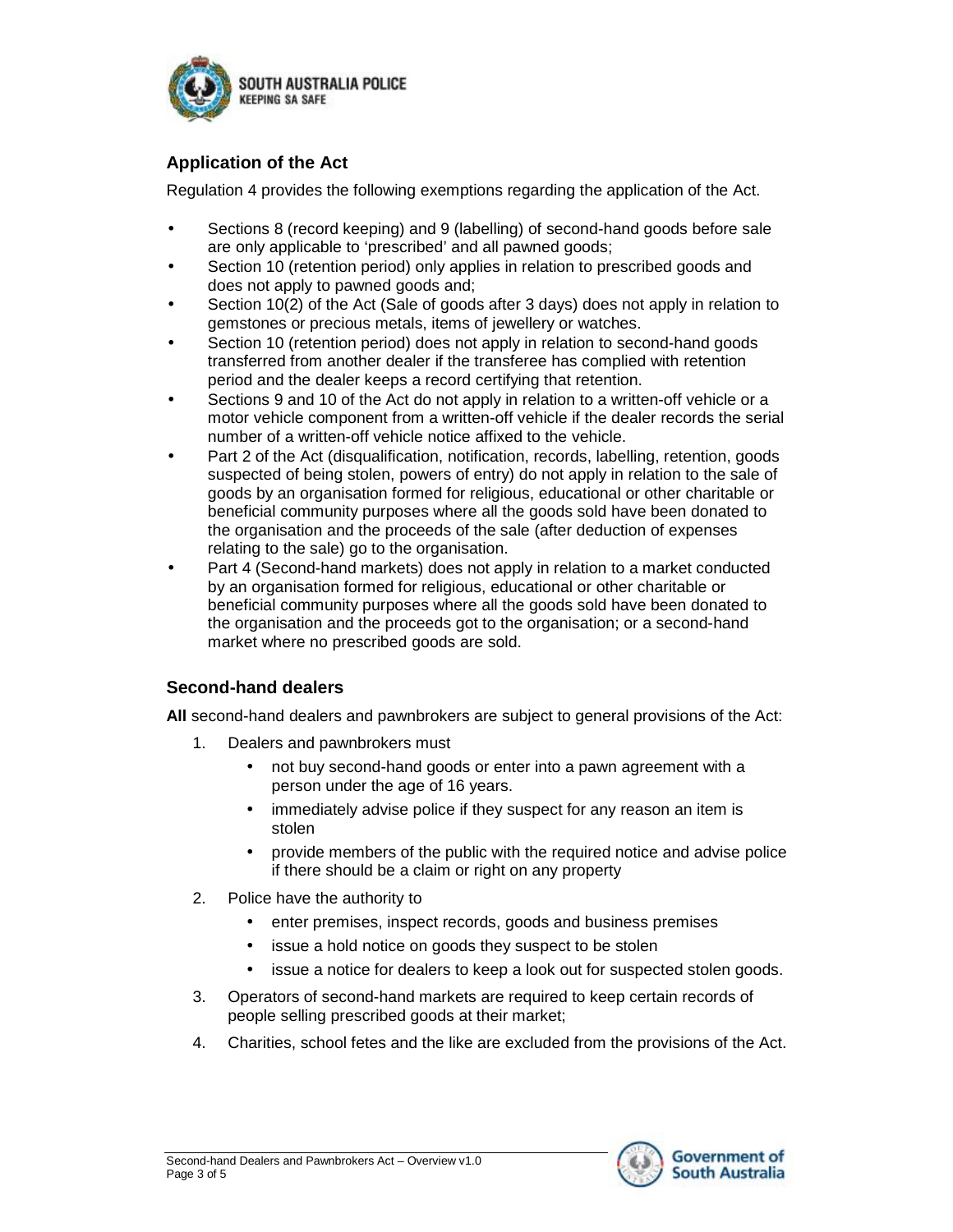## Application of the Act

Regulation 4 provides the following exemptions regarding the application of the Act.

- Sections 8 (record keeping) and 9 (labelling) of second-hand goods before sale are only applicable to 'prescribed' and all pawned goods;
- Section 10 (retention period) only applies in relation to prescribed goods and does not apply to pawned goods and;
- Section 10(2) of the Act (Sale of goods after 3 days) does not apply in relation to gemstones or precious metals, items of jewellery or watches.
- Section 10 (retention period) does not apply in relation to second-hand goods transferred from another dealer if the transferee has complied with retention period and the dealer keeps a record certifying that retention.
- Sections 9 and 10 of the Act do not apply in relation to a written-off vehicle or a motor vehicle component from a written-off vehicle if the dealer records the serial number of a written-off vehicle notice affixed to the vehicle.
- Part 2 of the Act (disqualification, notification, records, labelling, retention, goods suspected of being stolen, powers of entry) do not apply in relation to the sale of goods by an organisation formed for religious, educational or other charitable or beneficial community purposes where all the goods sold have been donated to the organisation and the proceeds of the sale (after deduction of expenses relating to the sale) go to the organisation.
- Part 4 (Second-hand markets) does not apply in relation to a market conducted by an organisation formed for religious, educational or other charitable or beneficial community purposes where all the goods sold have been donated to the organisation and the proceeds got to the organisation; or a second-hand market where no prescribed goods are sold.

## Second-hand dealers

**All** second-hand dealers and pawnbrokers are subject to general provisions of the Act:

1. Dealers and pawnbrokers must
   - not buy second-hand goods or enter into a pawn agreement with a person under the age of 16 years.
   - immediately advise police if they suspect for any reason an item is stolen
   - provide members of the public with the required notice and advise police if there should be a claim or right on any property
2. Police have the authority to
   - enter premises, inspect records, goods and business premises
   - issue a hold notice on goods they suspect to be stolen
   - issue a notice for dealers to keep a look out for suspected stolen goods.
3. Operators of second-hand markets are required to keep certain records of people selling prescribed goods at their market;
4. Charities, school fetes and the like are excluded from the provisions of the Act.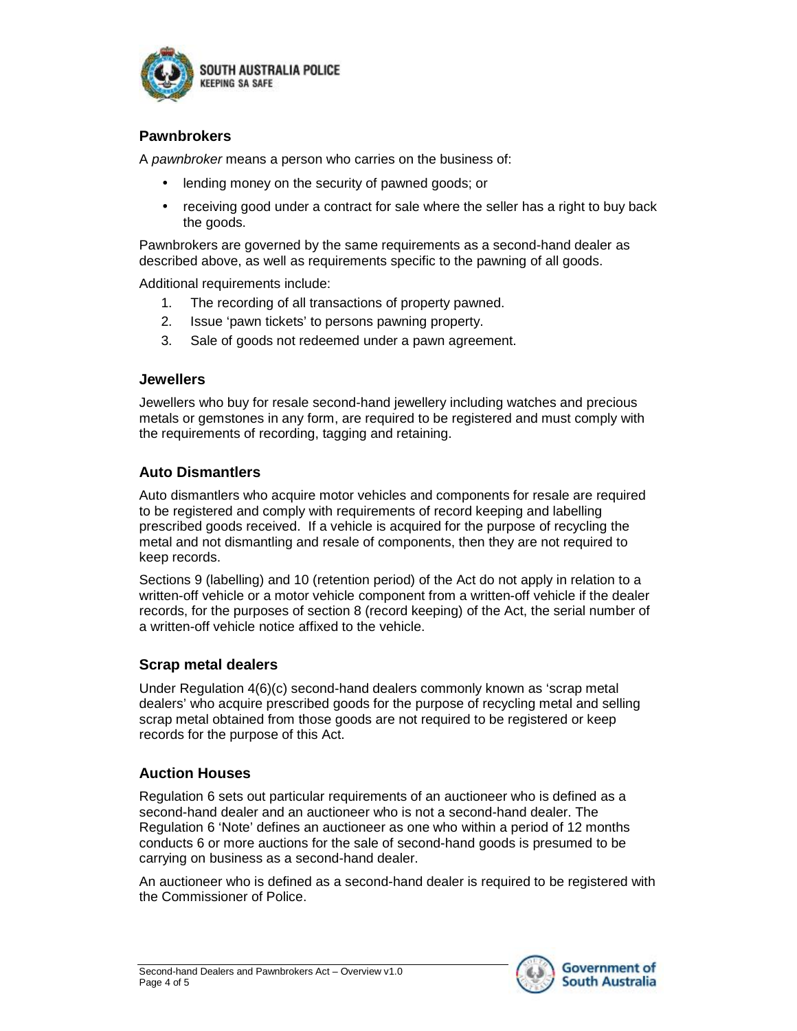## Pawnbrokers

A *pawnbroker* means a person who carries on the business of:

- lending money on the security of pawned goods; or
- receiving good under a contract for sale where the seller has a right to buy back the goods.

Pawnbrokers are governed by the same requirements as a second-hand dealer as described above, as well as requirements specific to the pawning of all goods.

Additional requirements include:

1. The recording of all transactions of property pawned.
2. Issue 'pawn tickets' to persons pawning property.
3. Sale of goods not redeemed under a pawn agreement.

## Jewellers

Jewellers who buy for resale second-hand jewellery including watches and precious metals or gemstones in any form, are required to be registered and must comply with the requirements of recording, tagging and retaining.

## Auto Dismantlers

Auto dismantlers who acquire motor vehicles and components for resale are required to be registered and comply with requirements of record keeping and labelling prescribed goods received. If a vehicle is acquired for the purpose of recycling the metal and not dismantling and resale of components, then they are not required to keep records.

Sections 9 (labelling) and 10 (retention period) of the Act do not apply in relation to a written-off vehicle or a motor vehicle component from a written-off vehicle if the dealer records, for the purposes of section 8 (record keeping) of the Act, the serial number of a written-off vehicle notice affixed to the vehicle.

## Scrap metal dealers

Under Regulation 4(6)(c) second-hand dealers commonly known as 'scrap metal dealers' who acquire prescribed goods for the purpose of recycling metal and selling scrap metal obtained from those goods are not required to be registered or keep records for the purpose of this Act.

## Auction Houses

Regulation 6 sets out particular requirements of an auctioneer who is defined as a second-hand dealer and an auctioneer who is not a second-hand dealer. The Regulation 6 'Note' defines an auctioneer as one who within a period of 12 months conducts 6 or more auctions for the sale of second-hand goods is presumed to be carrying on business as a second-hand dealer.

An auctioneer who is defined as a second-hand dealer is required to be registered with the Commissioner of Police.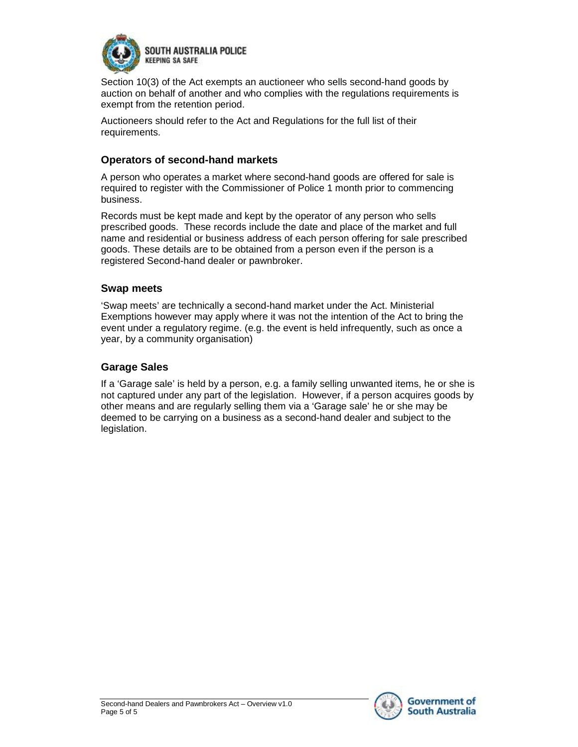Section 10(3) of the Act exempts an auctioneer who sells second-hand goods by auction on behalf of another and who complies with the regulations requirements is exempt from the retention period.

Auctioneers should refer to the Act and Regulations for the full list of their requirements.

### Operators of second-hand markets

A person who operates a market where second-hand goods are offered for sale is required to register with the Commissioner of Police 1 month prior to commencing business.

Records must be kept made and kept by the operator of any person who sells prescribed goods. These records include the date and place of the market and full name and residential or business address of each person offering for sale prescribed goods. These details are to be obtained from a person even if the person is a registered Second-hand dealer or pawnbroker.

### Swap meets

'Swap meets' are technically a second-hand market under the Act. Ministerial Exemptions however may apply where it was not the intention of the Act to bring the event under a regulatory regime. (e.g. the event is held infrequently, such as once a year, by a community organisation)

### Garage Sales

If a 'Garage sale' is held by a person, e.g. a family selling unwanted items, he or she is not captured under any part of the legislation. However, if a person acquires goods by other means and are regularly selling them via a 'Garage sale' he or she may be deemed to be carrying on a business as a second-hand dealer and subject to the legislation.